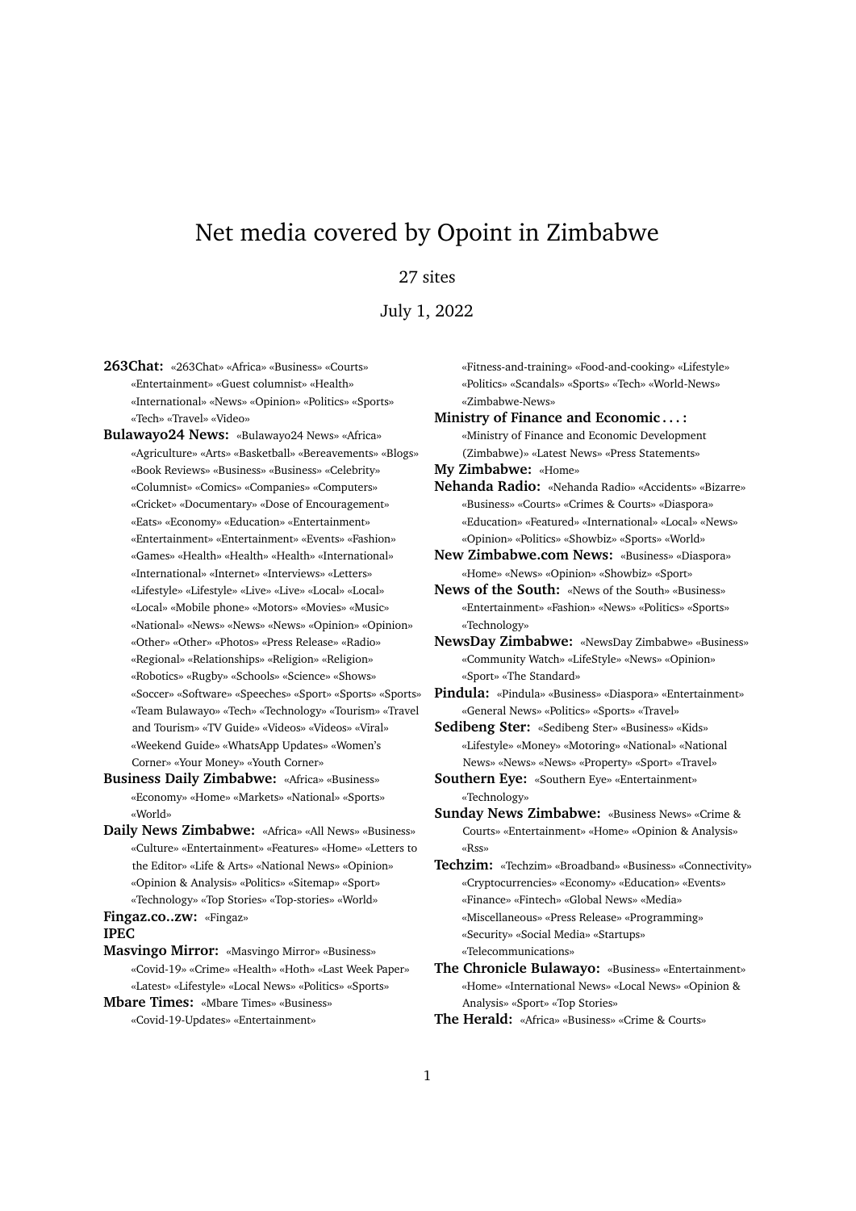# Net media covered by Opoint in Zimbabwe

27 sites

July 1, 2022

**263Chat:** «263Chat» «Africa» «Business» «Courts» «Entertainment» «Guest columnist» «Health» «International» «News» «Opinion» «Politics» «Sports» «Tech» «Travel» «Video»

**Bulawayo24 News:** «Bulawayo24 News» «Africa» «Agriculture» «Arts» «Basketball» «Bereavements» «Blogs» «Book Reviews» «Business» «Business» «Celebrity» «Columnist» «Comics» «Companies» «Computers» «Cricket» «Documentary» «Dose of Encouragement» «Eats» «Economy» «Education» «Entertainment» «Entertainment» «Entertainment» «Events» «Fashion» «Games» «Health» «Health» «Health» «International» «International» «Internet» «Interviews» «Letters» «Lifestyle» «Lifestyle» «Live» «Live» «Local» «Local» «Local» «Mobile phone» «Motors» «Movies» «Music» «National» «News» «News» «News» «Opinion» «Opinion» «Other» «Other» «Photos» «Press Release» «Radio» «Regional» «Relationships» «Religion» «Religion» «Robotics» «Rugby» «Schools» «Science» «Shows» «Soccer» «Software» «Speeches» «Sport» «Sports» «Sports» «Team Bulawayo» «Tech» «Technology» «Tourism» «Travel and Tourism» «TV Guide» «Videos» «Videos» «Viral» «Weekend Guide» «WhatsApp Updates» «Women's Corner» «Your Money» «Youth Corner»

**Business Daily Zimbabwe:** «Africa» «Business» «Economy» «Home» «Markets» «National» «Sports» «World»

**Daily News Zimbabwe:** «Africa» «All News» «Business» «Culture» «Entertainment» «Features» «Home» «Letters to the Editor» «Life & Arts» «National News» «Opinion» «Opinion & Analysis» «Politics» «Sitemap» «Sport» «Technology» «Top Stories» «Top-stories» «World»

**Fingaz.co..zw:** «Fingaz»

**IPEC**

**Masvingo Mirror:** «Masvingo Mirror» «Business» «Covid-19» «Crime» «Health» «Hoth» «Last Week Paper» «Latest» «Lifestyle» «Local News» «Politics» «Sports»

**Mbare Times:** «Mbare Times» «Business» «Covid-19-Updates» «Entertainment» «Fitness-and-training» «Food-and-cooking» «Lifestyle» «Politics» «Scandals» «Sports» «Tech» «World-News» «Zimbabwe-News»

**Ministry of Finance and Economic . . . :** «Ministry of Finance and Economic Development (Zimbabwe)» «Latest News» «Press Statements»

**My Zimbabwe:** «Home»

**Nehanda Radio:** «Nehanda Radio» «Accidents» «Bizarre» «Business» «Courts» «Crimes & Courts» «Diaspora» «Education» «Featured» «International» «Local» «News» «Opinion» «Politics» «Showbiz» «Sports» «World»

**New Zimbabwe.com News:** «Business» «Diaspora» «Home» «News» «Opinion» «Showbiz» «Sport»

**News of the South:** «News of the South» «Business» «Entertainment» «Fashion» «News» «Politics» «Sports» «Technology»

**NewsDay Zimbabwe:** «NewsDay Zimbabwe» «Business» «Community Watch» «LifeStyle» «News» «Opinion» «Sport» «The Standard»

**Pindula:** «Pindula» «Business» «Diaspora» «Entertainment» «General News» «Politics» «Sports» «Travel»

**Sedibeng Ster:** «Sedibeng Ster» «Business» «Kids» «Lifestyle» «Money» «Motoring» «National» «National News» «News» «News» «Property» «Sport» «Travel»

**Southern Eye:** «Southern Eye» «Entertainment» «Technology»

**Sunday News Zimbabwe:** «Business News» «Crime & Courts» «Entertainment» «Home» «Opinion & Analysis» «Rss»

**Techzim:** «Techzim» «Broadband» «Business» «Connectivity» «Cryptocurrencies» «Economy» «Education» «Events» «Finance» «Fintech» «Global News» «Media» «Miscellaneous» «Press Release» «Programming» «Security» «Social Media» «Startups» «Telecommunications»

**The Chronicle Bulawayo:** «Business» «Entertainment» «Home» «International News» «Local News» «Opinion & Analysis» «Sport» «Top Stories»

**The Herald:** «Africa» «Business» «Crime & Courts»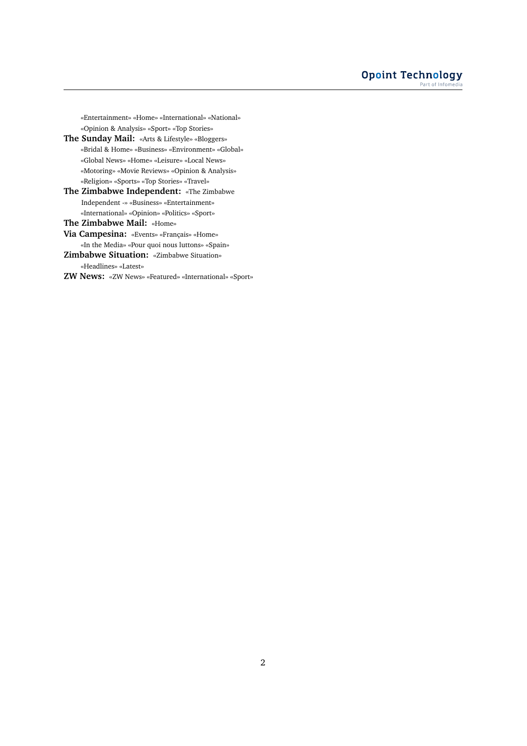«Entertainment» «Home» «International» «National» «Opinion & Analysis» «Sport» «Top Stories»

**The Sunday Mail:** «Arts & Lifestyle» «Bloggers» «Bridal & Home» «Business» «Environment» «Global» «Global News» «Home» «Leisure» «Local News» «Motoring» «Movie Reviews» «Opinion & Analysis» «Religion» «Sports» «Top Stories» «Travel»

**The Zimbabwe Independent:** «The Zimbabwe Independent -» «Business» «Entertainment» «International» «Opinion» «Politics» «Sport»

**The Zimbabwe Mail:** «Home»

**Via Campesina:** «Events» «Français» «Home» «In the Media» «Pour quoi nous luttons» «Spain»

**Zimbabwe Situation:** «Zimbabwe Situation» «Headlines» «Latest»

**ZW News:** «ZW News» «Featured» «International» «Sport»